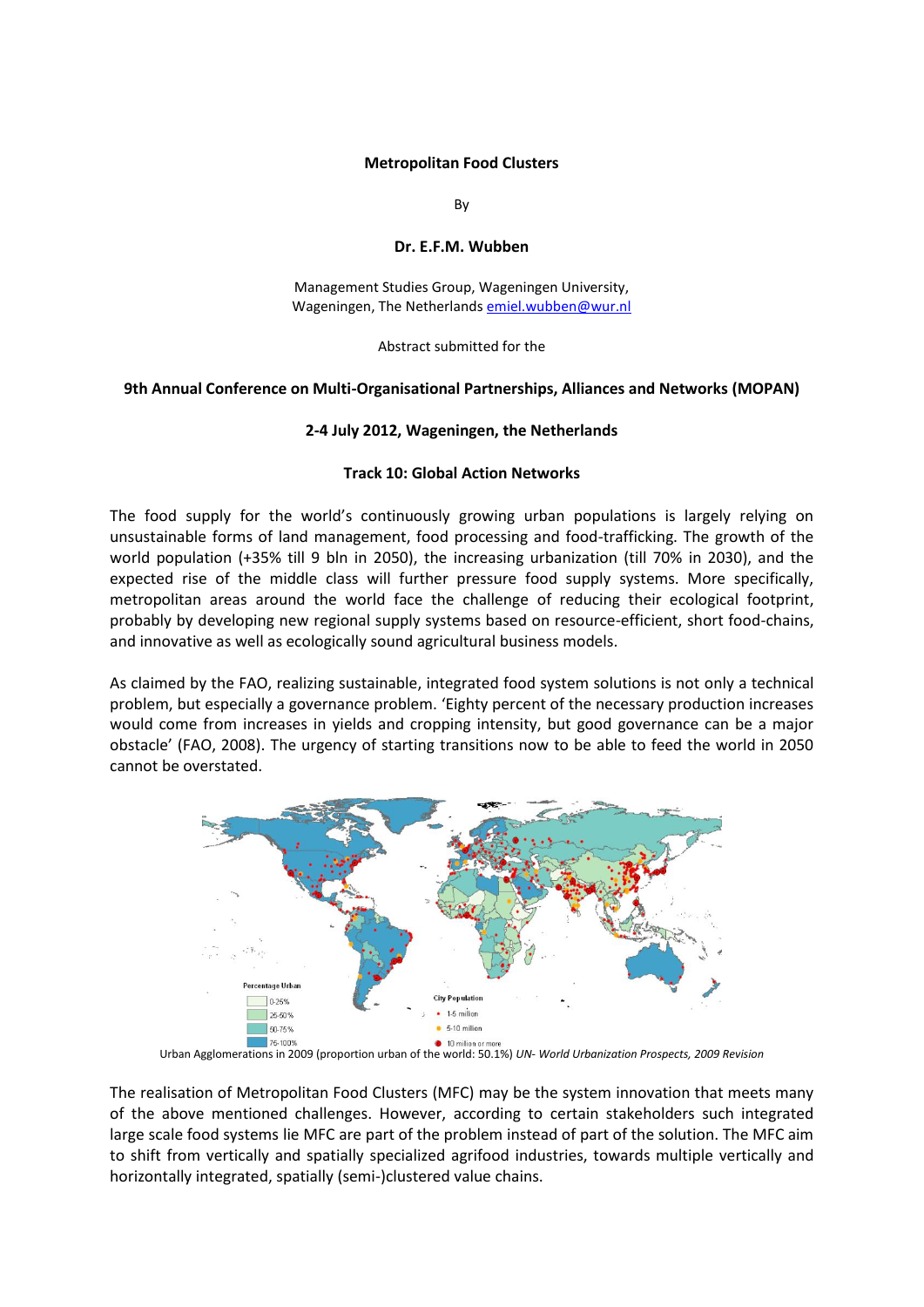**Metropolitan Food Clusters**

By

**Dr. E.F.M. Wubben**

Management Studies Group, Wageningen University,
Wageningen, The Netherlands emiel.wubben@wur.nl

Abstract submitted for the

**9th Annual Conference on Multi-Organisational Partnerships, Alliances and Networks (MOPAN)**

**2-4 July 2012, Wageningen, the Netherlands**

**Track 10: Global Action Networks**

The food supply for the world's continuously growing urban populations is largely relying on unsustainable forms of land management, food processing and food-trafficking. The growth of the world population (+35% till 9 bln in 2050), the increasing urbanization (till 70% in 2030), and the expected rise of the middle class will further pressure food supply systems. More specifically, metropolitan areas around the world face the challenge of reducing their ecological footprint, probably by developing new regional supply systems based on resource-efficient, short food-chains, and innovative as well as ecologically sound agricultural business models.

As claimed by the FAO, realizing sustainable, integrated food system solutions is not only a technical problem, but especially a governance problem. 'Eighty percent of the necessary production increases would come from increases in yields and cropping intensity, but good governance can be a major obstacle' (FAO, 2008). The urgency of starting transitions now to be able to feed the world in 2050 cannot be overstated.

Urban Agglomerations in 2009 (proportion urban of the world: 50.1%) *UN- World Urbanization Prospects, 2009 Revision*

The realisation of Metropolitan Food Clusters (MFC) may be the system innovation that meets many of the above mentioned challenges. However, according to certain stakeholders such integrated large scale food systems lie MFC are part of the problem instead of part of the solution. The MFC aim to shift from vertically and spatially specialized agrifood industries, towards multiple vertically and horizontally integrated, spatially (semi-)clustered value chains.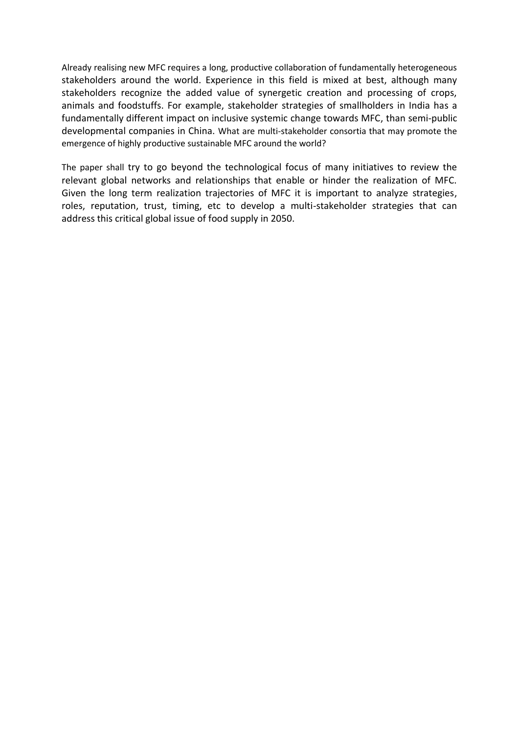Already realising new MFC requires a long, productive collaboration of fundamentally heterogeneous stakeholders around the world. Experience in this field is mixed at best, although many stakeholders recognize the added value of synergetic creation and processing of crops, animals and foodstuffs. For example, stakeholder strategies of smallholders in India has a fundamentally different impact on inclusive systemic change towards MFC, than semi-public developmental companies in China. What are multi-stakeholder consortia that may promote the emergence of highly productive sustainable MFC around the world?

The paper shall try to go beyond the technological focus of many initiatives to review the relevant global networks and relationships that enable or hinder the realization of MFC. Given the long term realization trajectories of MFC it is important to analyze strategies, roles, reputation, trust, timing, etc to develop a multi-stakeholder strategies that can address this critical global issue of food supply in 2050.